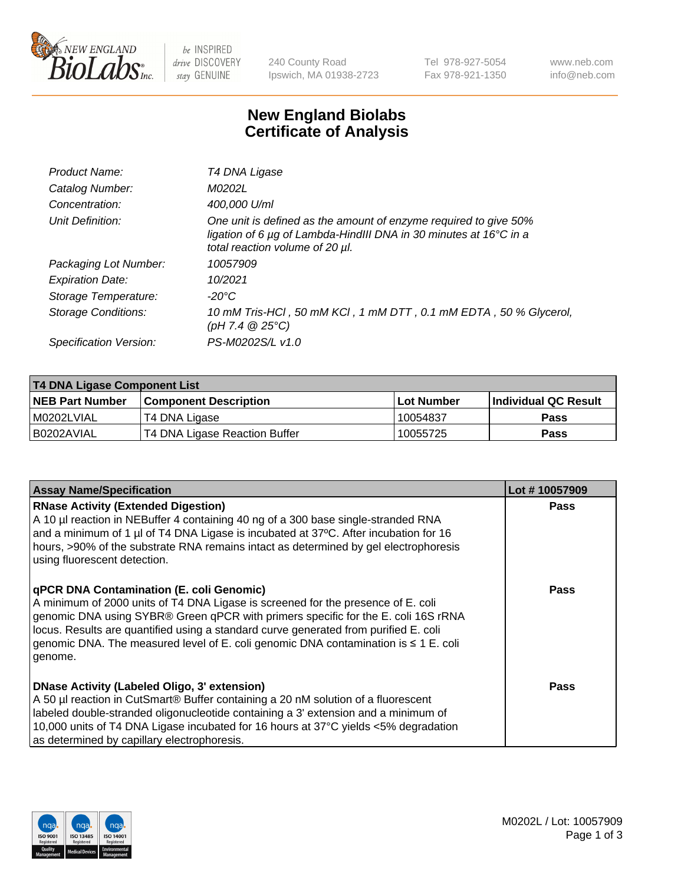# New England Biolabs Certificate of Analysis

| | |
|---|---|
| *Product Name:* | *T4 DNA Ligase* |
| *Catalog Number:* | *M0202L* |
| *Concentration:* | *400,000 U/ml* |
| *Unit Definition:* | *One unit is defined as the amount of enzyme required to give 50% ligation of 6 µg of Lambda-HindIII DNA in 30 minutes at 16°C in a total reaction volume of 20 µl.* |
| *Packaging Lot Number:* | *10057909* |
| *Expiration Date:* | *10/2021* |
| *Storage Temperature:* | *-20°C* |
| *Storage Conditions:* | *10 mM Tris-HCl , 50 mM KCl , 1 mM DTT , 0.1 mM EDTA , 50 % Glycerol, (pH 7.4 @ 25°C)* |
| *Specification Version:* | *PS-M0202S/L v1.0* |

**T4 DNA Ligase Component List**

| NEB Part Number | Component Description | Lot Number | Individual QC Result |
|---|---|---|---|
| M0202LVIAL | T4 DNA Ligase | 10054837 | Pass |
| B0202AVIAL | T4 DNA Ligase Reaction Buffer | 10055725 | Pass |

| Assay Name/Specification | Lot # 10057909 |
|---|---|
| **RNase Activity (Extended Digestion)** A 10 µl reaction in NEBuffer 4 containing 40 ng of a 300 base single-stranded RNA and a minimum of 1 µl of T4 DNA Ligase is incubated at 37ºC. After incubation for 16 hours, >90% of the substrate RNA remains intact as determined by gel electrophoresis using fluorescent detection. | Pass |
| **qPCR DNA Contamination (E. coli Genomic)** A minimum of 2000 units of T4 DNA Ligase is screened for the presence of E. coli genomic DNA using SYBR® Green qPCR with primers specific for the E. coli 16S rRNA locus. Results are quantified using a standard curve generated from purified E. coli genomic DNA. The measured level of E. coli genomic DNA contamination is ≤ 1 E. coli genome. | Pass |
| **DNase Activity (Labeled Oligo, 3' extension)** A 50 µl reaction in CutSmart® Buffer containing a 20 nM solution of a fluorescent labeled double-stranded oligonucleotide containing a 3' extension and a minimum of 10,000 units of T4 DNA Ligase incubated for 16 hours at 37°C yields <5% degradation as determined by capillary electrophoresis. | Pass |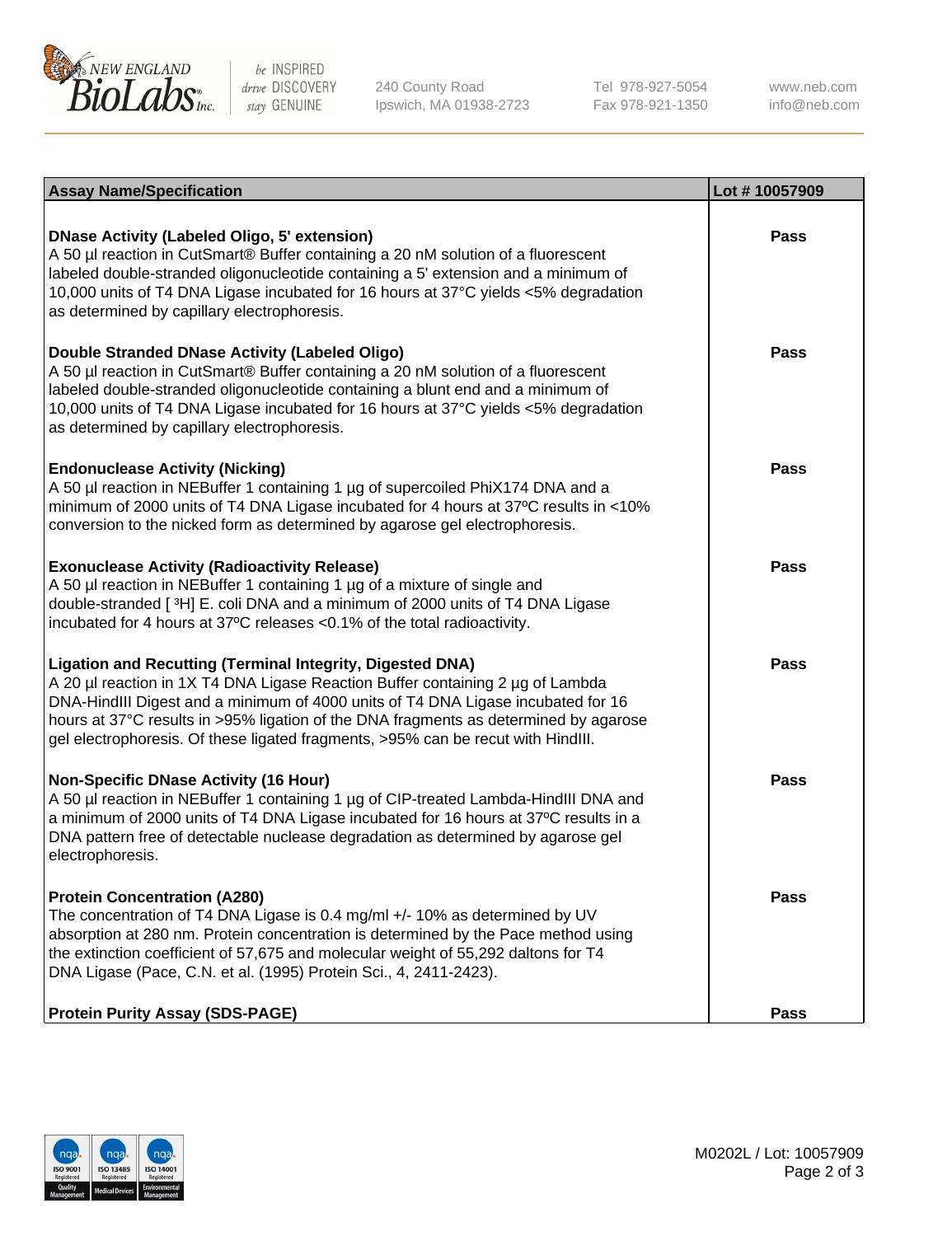| Assay Name/Specification | Lot # 10057909 |
| --- | --- |
| **DNase Activity (Labeled Oligo, 5' extension)**<br>A 50 µl reaction in CutSmart® Buffer containing a 20 nM solution of a fluorescent labeled double-stranded oligonucleotide containing a 5' extension and a minimum of 10,000 units of T4 DNA Ligase incubated for 16 hours at 37°C yields <5% degradation as determined by capillary electrophoresis. | Pass |
| **Double Stranded DNase Activity (Labeled Oligo)**<br>A 50 µl reaction in CutSmart® Buffer containing a 20 nM solution of a fluorescent labeled double-stranded oligonucleotide containing a blunt end and a minimum of 10,000 units of T4 DNA Ligase incubated for 16 hours at 37°C yields <5% degradation as determined by capillary electrophoresis. | Pass |
| **Endonuclease Activity (Nicking)**<br>A 50 µl reaction in NEBuffer 1 containing 1 µg of supercoiled PhiX174 DNA and a minimum of 2000 units of T4 DNA Ligase incubated for 4 hours at 37ºC results in <10% conversion to the nicked form as determined by agarose gel electrophoresis. | Pass |
| **Exonuclease Activity (Radioactivity Release)**<br>A 50 µl reaction in NEBuffer 1 containing 1 µg of a mixture of single and double-stranded [ $^{3}H$] E. coli DNA and a minimum of 2000 units of T4 DNA Ligase incubated for 4 hours at 37ºC releases <0.1% of the total radioactivity. | Pass |
| **Ligation and Recutting (Terminal Integrity, Digested DNA)**<br>A 20 µl reaction in 1X T4 DNA Ligase Reaction Buffer containing 2 µg of Lambda DNA-HindIII Digest and a minimum of 4000 units of T4 DNA Ligase incubated for 16 hours at 37°C results in >95% ligation of the DNA fragments as determined by agarose gel electrophoresis. Of these ligated fragments, >95% can be recut with HindIII. | Pass |
| **Non-Specific DNase Activity (16 Hour)**<br>A 50 µl reaction in NEBuffer 1 containing 1 µg of CIP-treated Lambda-HindIII DNA and a minimum of 2000 units of T4 DNA Ligase incubated for 16 hours at 37ºC results in a DNA pattern free of detectable nuclease degradation as determined by agarose gel electrophoresis. | Pass |
| **Protein Concentration (A280)**<br>The concentration of T4 DNA Ligase is 0.4 mg/ml +/- 10% as determined by UV absorption at 280 nm. Protein concentration is determined by the Pace method using the extinction coefficient of 57,675 and molecular weight of 55,292 daltons for T4 DNA Ligase (Pace, C.N. et al. (1995) Protein Sci., 4, 2411-2423). | Pass |
| **Protein Purity Assay (SDS-PAGE)** | Pass |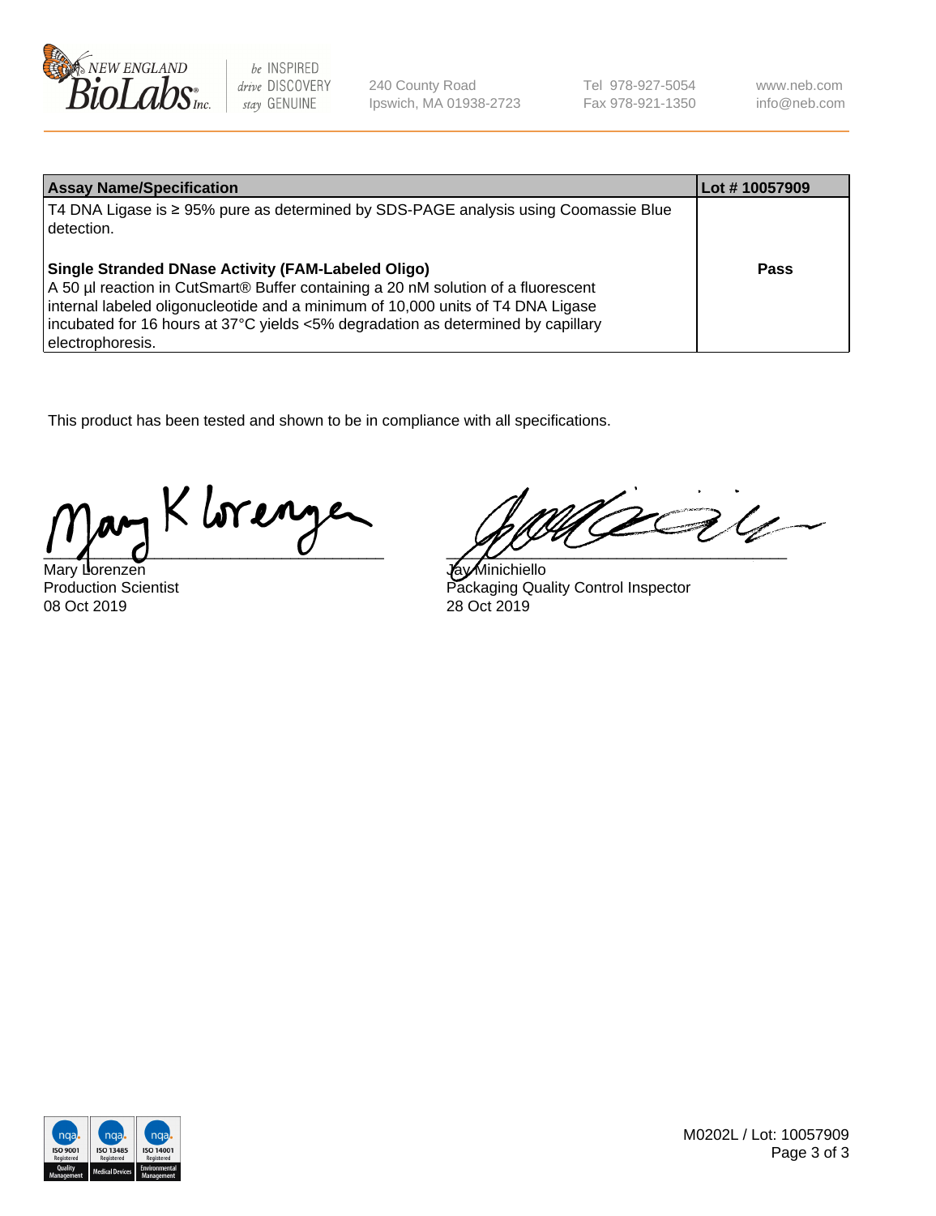New England BioLabs Inc. — be INSPIRED drive DISCOVERY stay GENUINE

240 County Road
Ipswich, MA 01938-2723

Tel 978-927-5054
Fax 978-921-1350

www.neb.com
info@neb.com

| Assay Name/Specification | Lot # 10057909 |
|---|---|
| T4 DNA Ligase is ≥ 95% pure as determined by SDS-PAGE analysis using Coomassie Blue detection. | |
| **Single Stranded DNase Activity (FAM-Labeled Oligo)**<br>A 50 µl reaction in CutSmart® Buffer containing a 20 nM solution of a fluorescent internal labeled oligonucleotide and a minimum of 10,000 units of T4 DNA Ligase incubated for 16 hours at 37°C yields <5% degradation as determined by capillary electrophoresis. | **Pass** |

This product has been tested and shown to be in compliance with all specifications.

Mary Lorenzen
Production Scientist
08 Oct 2019

Jay Minichiello
Packaging Quality Control Inspector
28 Oct 2019

M0202L / Lot: 10057909